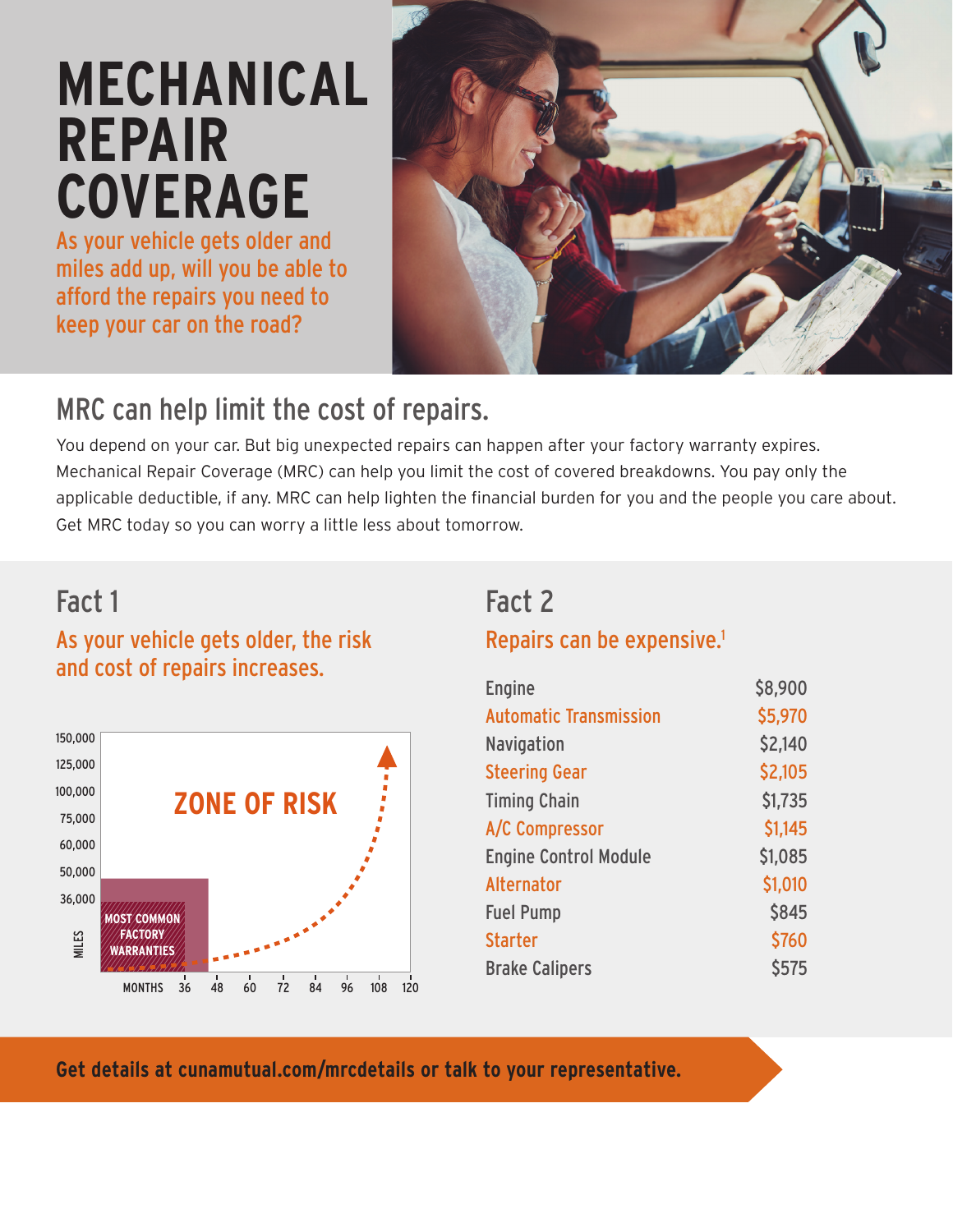# MECHANICAL REPAIR COVERAGE

As your vehicle gets older and miles add up, will you be able to afford the repairs you need to keep your car on the road?

## MRC can help limit the cost of repairs.

You depend on your car. But big unexpected repairs can happen after your factory warranty expires. Mechanical Repair Coverage (MRC) can help you limit the cost of covered breakdowns. You pay only the applicable deductible, if any. MRC can help lighten the financial burden for you and the people you care about. Get MRC today so you can worry a little less about tomorrow.

## Fact 1

### As your vehicle gets older, the risk and cost of repairs increases.

ZONE OF RISK

MOST COMMON FACTORY WARRANTIES

MILES: 150,000; 125,000; 100,000; 75,000; 60,000; 50,000; 36,000

MONTHS: 36; 48; 60; 72; 84; 96; 108; 120

## Fact 2

### Repairs can be expensive.[1]

| | |
|---|---|
| Engine | $8,900 |
| Automatic Transmission | $5,970 |
| Navigation | $2,140 |
| Steering Gear | $2,105 |
| Timing Chain | $1,735 |
| A/C Compressor | $1,145 |
| Engine Control Module | $1,085 |
| Alternator | $1,010 |
| Fuel Pump | $845 |
| Starter | $760 |
| Brake Calipers | $575 |

**Get details at cunamutual.com/mrcdetails or talk to your representative.**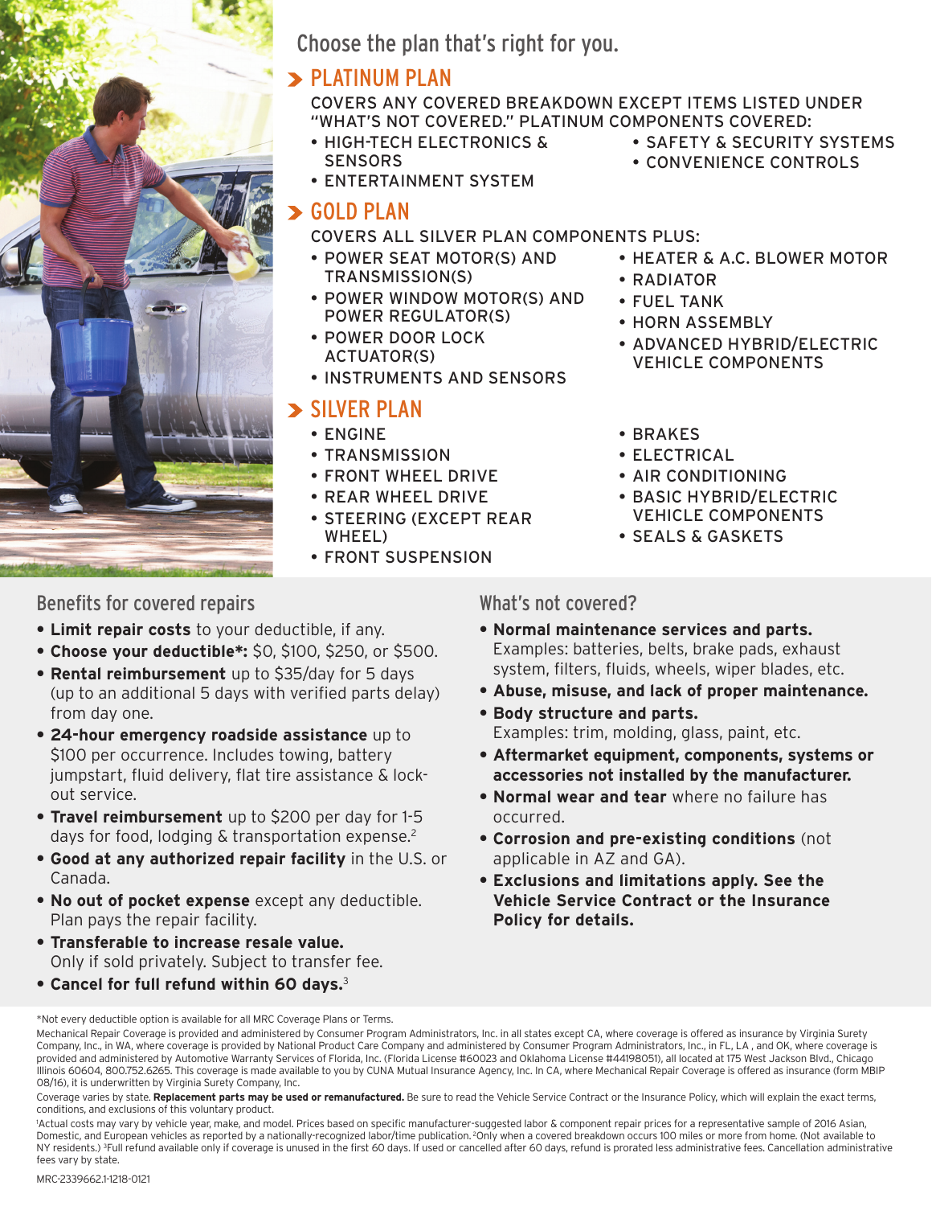## Choose the plan that's right for you.

### PLATINUM PLAN

COVERS ANY COVERED BREAKDOWN EXCEPT ITEMS LISTED UNDER "WHAT'S NOT COVERED." PLATINUM COMPONENTS COVERED:

- HIGH-TECH ELECTRONICS & SENSORS
- ENTERTAINMENT SYSTEM
- SAFETY & SECURITY SYSTEMS
- CONVENIENCE CONTROLS

### GOLD PLAN

COVERS ALL SILVER PLAN COMPONENTS PLUS:

- POWER SEAT MOTOR(S) AND TRANSMISSION(S)
- POWER WINDOW MOTOR(S) AND POWER REGULATOR(S)
- POWER DOOR LOCK ACTUATOR(S)
- INSTRUMENTS AND SENSORS
- HEATER & A.C. BLOWER MOTOR
- RADIATOR
- FUEL TANK
- HORN ASSEMBLY
- ADVANCED HYBRID/ELECTRIC VEHICLE COMPONENTS

### SILVER PLAN

- ENGINE
- TRANSMISSION
- FRONT WHEEL DRIVE
- REAR WHEEL DRIVE
- STEERING (EXCEPT REAR WHEEL)
- FRONT SUSPENSION
- BRAKES
- ELECTRICAL
- AIR CONDITIONING
- BASIC HYBRID/ELECTRIC VEHICLE COMPONENTS
- SEALS & GASKETS

## Benefits for covered repairs

- **Limit repair costs** to your deductible, if any.
- **Choose your deductible*:** $0, $100, $250, or $500.
- **Rental reimbursement** up to $35/day for 5 days (up to an additional 5 days with verified parts delay) from day one.
- **24-hour emergency roadside assistance** up to $100 per occurrence. Includes towing, battery jumpstart, fluid delivery, flat tire assistance & lock-out service.
- **Travel reimbursement** up to $200 per day for 1-5 days for food, lodging & transportation expense.[2]
- **Good at any authorized repair facility** in the U.S. or Canada.
- **No out of pocket expense** except any deductible. Plan pays the repair facility.
- **Transferable to increase resale value.** Only if sold privately. Subject to transfer fee.
- **Cancel for full refund within 60 days.**[3]

## What's not covered?

- **Normal maintenance services and parts.** Examples: batteries, belts, brake pads, exhaust system, filters, fluids, wheels, wiper blades, etc.
- **Abuse, misuse, and lack of proper maintenance.**
- **Body structure and parts.** Examples: trim, molding, glass, paint, etc.
- **Aftermarket equipment, components, systems or accessories not installed by the manufacturer.**
- **Normal wear and tear** where no failure has occurred.
- **Corrosion and pre-existing conditions** (not applicable in AZ and GA).
- **Exclusions and limitations apply. See the Vehicle Service Contract or the Insurance Policy for details.**

*Not every deductible option is available for all MRC Coverage Plans or Terms.

Mechanical Repair Coverage is provided and administered by Consumer Program Administrators, Inc. in all states except CA, where coverage is offered as insurance by Virginia Surety Company, Inc., in WA, where coverage is provided by National Product Care Company and administered by Consumer Program Administrators, Inc., in FL, LA , and OK, where coverage is provided and administered by Automotive Warranty Services of Florida, Inc. (Florida License #60023 and Oklahoma License #44198051), all located at 175 West Jackson Blvd., Chicago Illinois 60604, 800.752.6265. This coverage is made available to you by CUNA Mutual Insurance Agency, Inc. In CA, where Mechanical Repair Coverage is offered as insurance (form MBIP 08/16), it is underwritten by Virginia Surety Company, Inc.

Coverage varies by state. **Replacement parts may be used or remanufactured.** Be sure to read the Vehicle Service Contract or the Insurance Policy, which will explain the exact terms, conditions, and exclusions of this voluntary product.

[1]Actual costs may vary by vehicle year, make, and model. Prices based on specific manufacturer-suggested labor & component repair prices for a representative sample of 2016 Asian, Domestic, and European vehicles as reported by a nationally-recognized labor/time publication. [2]Only when a covered breakdown occurs 100 miles or more from home. (Not available to NY residents.) [3]Full refund available only if coverage is unused in the first 60 days. If used or cancelled after 60 days, refund is prorated less administrative fees. Cancellation administrative fees vary by state.

MRC-2339662.1-1218-0121